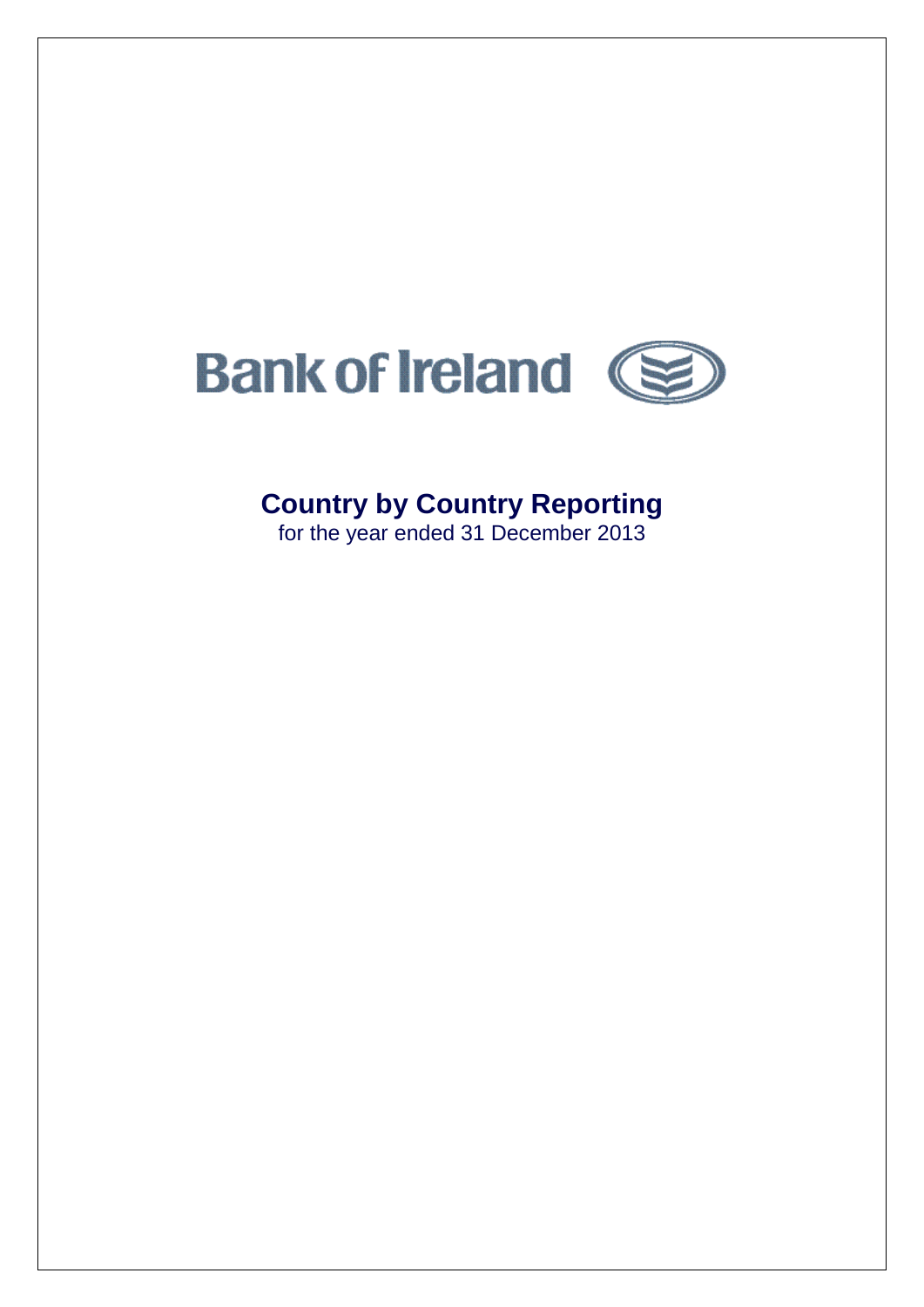Bank of Ireland

# Country by Country Reporting

for the year ended 31 December 2013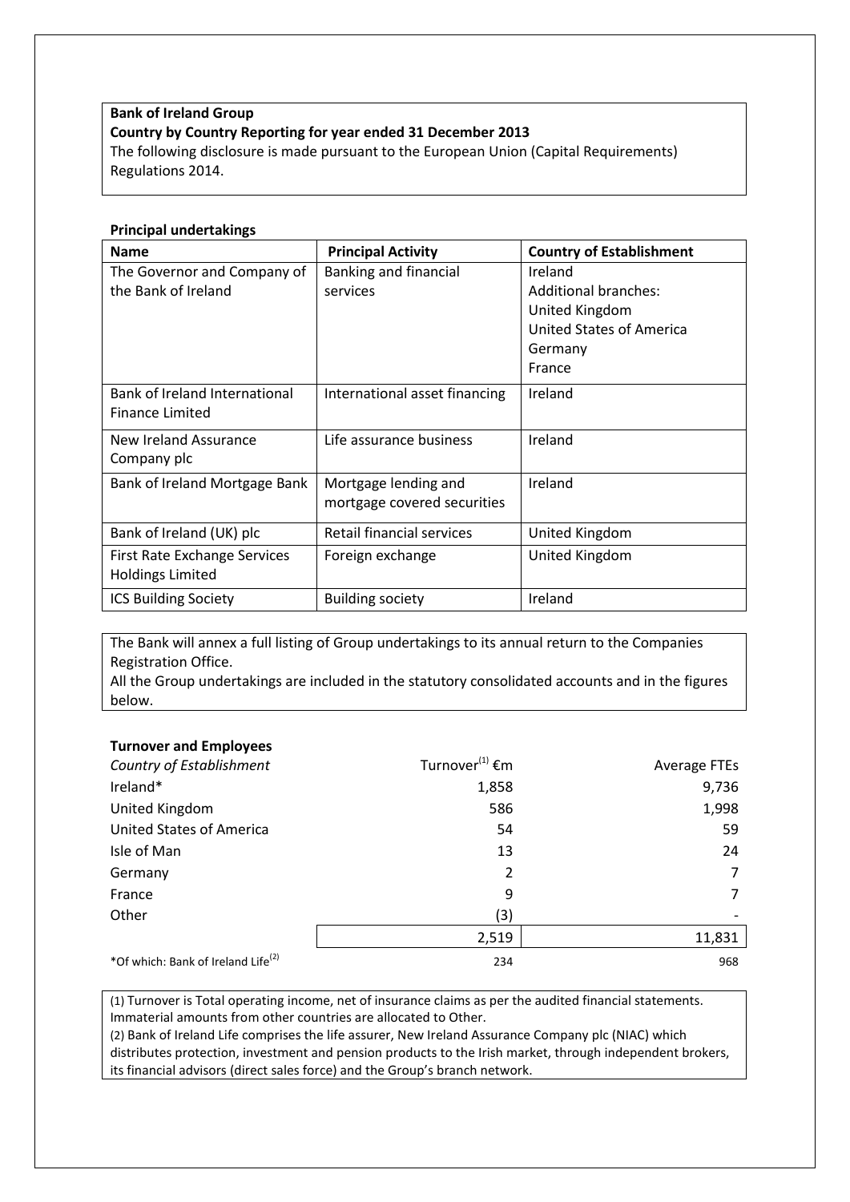**Bank of Ireland Group**

**Country by Country Reporting for year ended 31 December 2013**

The following disclosure is made pursuant to the European Union (Capital Requirements) Regulations 2014.

**Principal undertakings**

| Name | Principal Activity | Country of Establishment |
|---|---|---|
| The Governor and Company of the Bank of Ireland | Banking and financial services | Ireland<br>Additional branches:<br>United Kingdom<br>United States of America<br>Germany<br>France |
| Bank of Ireland International Finance Limited | International asset financing | Ireland |
| New Ireland Assurance Company plc | Life assurance business | Ireland |
| Bank of Ireland Mortgage Bank | Mortgage lending and mortgage covered securities | Ireland |
| Bank of Ireland (UK) plc | Retail financial services | United Kingdom |
| First Rate Exchange Services Holdings Limited | Foreign exchange | United Kingdom |
| ICS Building Society | Building society | Ireland |

The Bank will annex a full listing of Group undertakings to its annual return to the Companies Registration Office.
All the Group undertakings are included in the statutory consolidated accounts and in the figures below.

**Turnover and Employees**

| *Country of Establishment* | Turnover[(1)] €m | Average FTEs |
|---|---|---|
| Ireland* | 1,858 | 9,736 |
| United Kingdom | 586 | 1,998 |
| United States of America | 54 | 59 |
| Isle of Man | 13 | 24 |
| Germany | 2 | 7 |
| France | 9 | 7 |
| Other | (3) | - |
| | 2,519 | 11,831 |
| *Of which: Bank of Ireland Life[(2)] | 234 | 968 |

(1) Turnover is Total operating income, net of insurance claims as per the audited financial statements. Immaterial amounts from other countries are allocated to Other.
(2) Bank of Ireland Life comprises the life assurer, New Ireland Assurance Company plc (NIAC) which distributes protection, investment and pension products to the Irish market, through independent brokers, its financial advisors (direct sales force) and the Group's branch network.